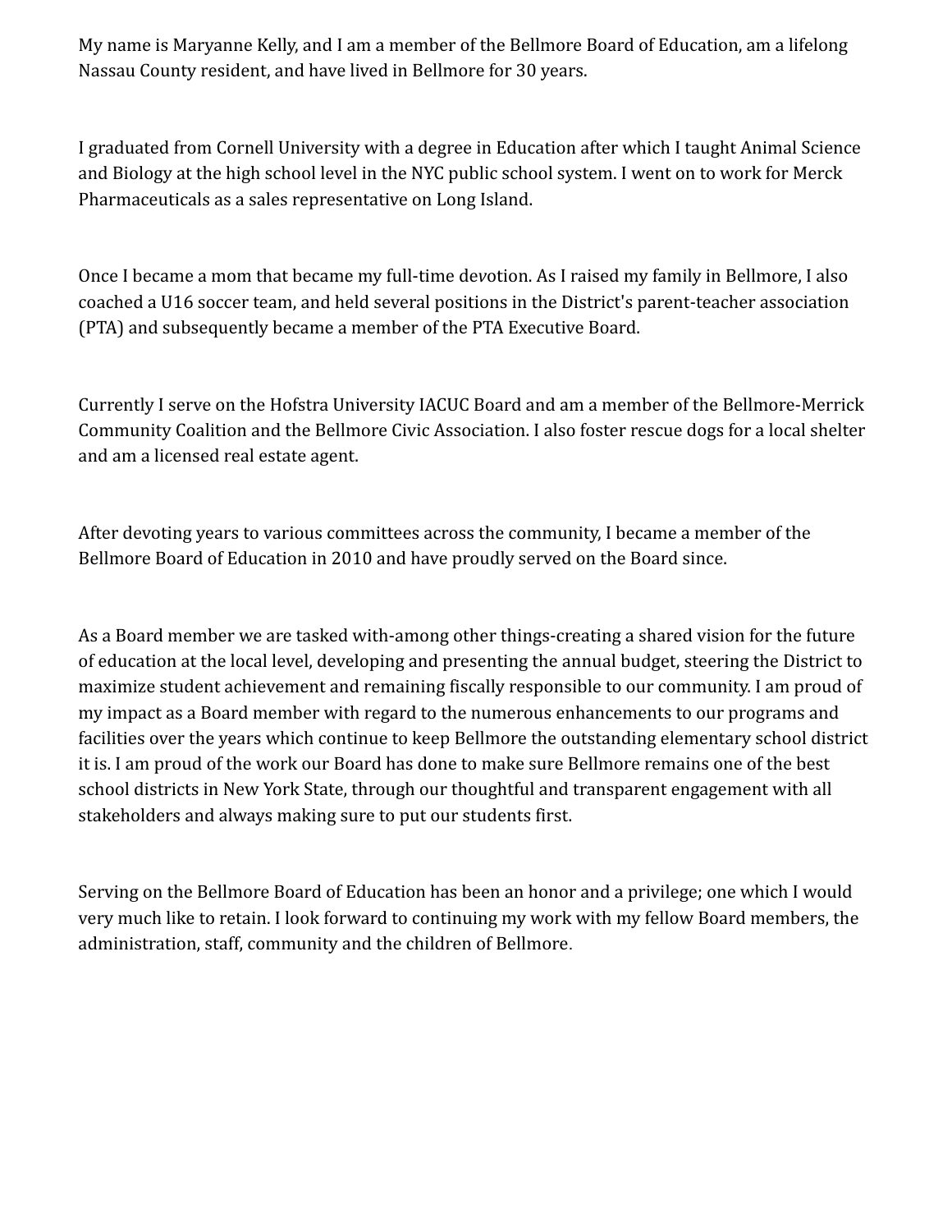My name is Maryanne Kelly, and I am a member of the Bellmore Board of Education, am a lifelong Nassau County resident, and have lived in Bellmore for 30 years.

I graduated from Cornell University with a degree in Education after which I taught Animal Science and Biology at the high school level in the NYC public school system. I went on to work for Merck Pharmaceuticals as a sales representative on Long Island.

Once I became a mom that became my full-time devotion. As I raised my family in Bellmore, I also coached a U16 soccer team, and held several positions in the District's parent-teacher association (PTA) and subsequently became a member of the PTA Executive Board.

Currently I serve on the Hofstra University IACUC Board and am a member of the Bellmore-Merrick Community Coalition and the Bellmore Civic Association. I also foster rescue dogs for a local shelter and am a licensed real estate agent.

After devoting years to various committees across the community, I became a member of the Bellmore Board of Education in 2010 and have proudly served on the Board since.

As a Board member we are tasked with-among other things-creating a shared vision for the future of education at the local level, developing and presenting the annual budget, steering the District to maximize student achievement and remaining fiscally responsible to our community. I am proud of my impact as a Board member with regard to the numerous enhancements to our programs and facilities over the years which continue to keep Bellmore the outstanding elementary school district it is. I am proud of the work our Board has done to make sure Bellmore remains one of the best school districts in New York State, through our thoughtful and transparent engagement with all stakeholders and always making sure to put our students first.

Serving on the Bellmore Board of Education has been an honor and a privilege; one which I would very much like to retain. I look forward to continuing my work with my fellow Board members, the administration, staff, community and the children of Bellmore.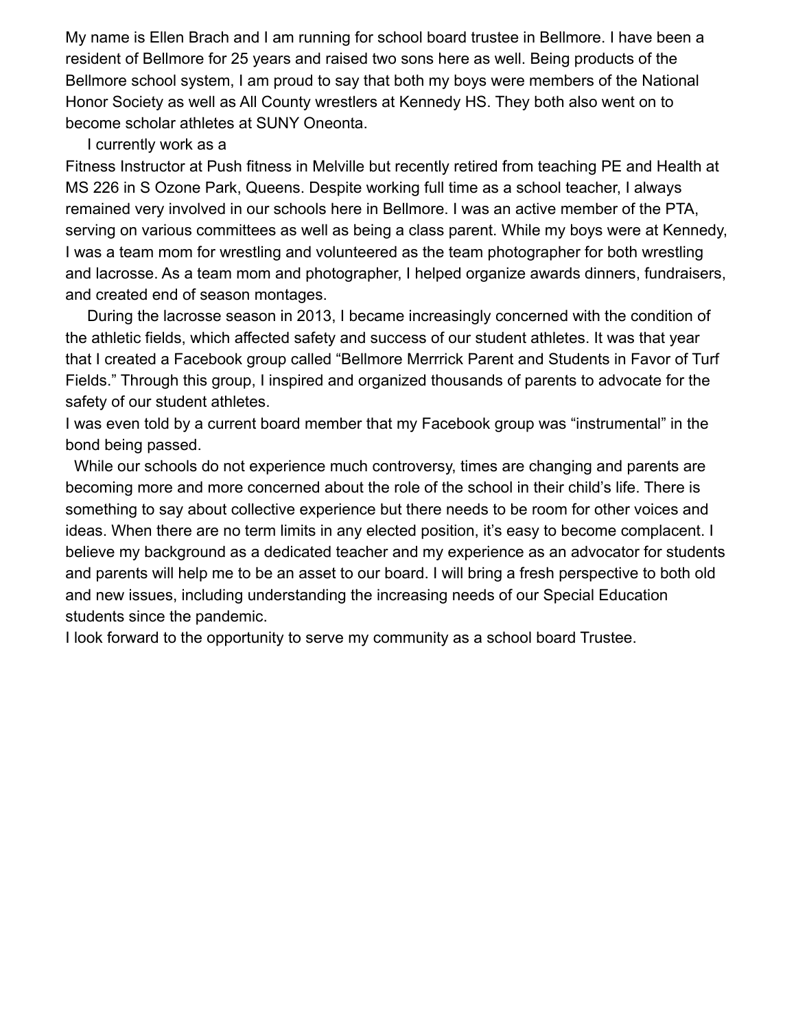My name is Ellen Brach and I am running for school board trustee in Bellmore. I have been a resident of Bellmore for 25 years and raised two sons here as well. Being products of the Bellmore school system, I am proud to say that both my boys were members of the National Honor Society as well as All County wrestlers at Kennedy HS. They both also went on to become scholar athletes at SUNY Oneonta.

I currently work as a Fitness Instructor at Push fitness in Melville but recently retired from teaching PE and Health at MS 226 in S Ozone Park, Queens. Despite working full time as a school teacher, I always remained very involved in our schools here in Bellmore. I was an active member of the PTA, serving on various committees as well as being a class parent. While my boys were at Kennedy, I was a team mom for wrestling and volunteered as the team photographer for both wrestling and lacrosse. As a team mom and photographer, I helped organize awards dinners, fundraisers, and created end of season montages.

During the lacrosse season in 2013, I became increasingly concerned with the condition of the athletic fields, which affected safety and success of our student athletes. It was that year that I created a Facebook group called "Bellmore Merrrick Parent and Students in Favor of Turf Fields." Through this group, I inspired and organized thousands of parents to advocate for the safety of our student athletes.

I was even told by a current board member that my Facebook group was "instrumental" in the bond being passed.

While our schools do not experience much controversy, times are changing and parents are becoming more and more concerned about the role of the school in their child's life. There is something to say about collective experience but there needs to be room for other voices and ideas. When there are no term limits in any elected position, it's easy to become complacent. I believe my background as a dedicated teacher and my experience as an advocator for students and parents will help me to be an asset to our board. I will bring a fresh perspective to both old and new issues, including understanding the increasing needs of our Special Education students since the pandemic.

I look forward to the opportunity to serve my community as a school board Trustee.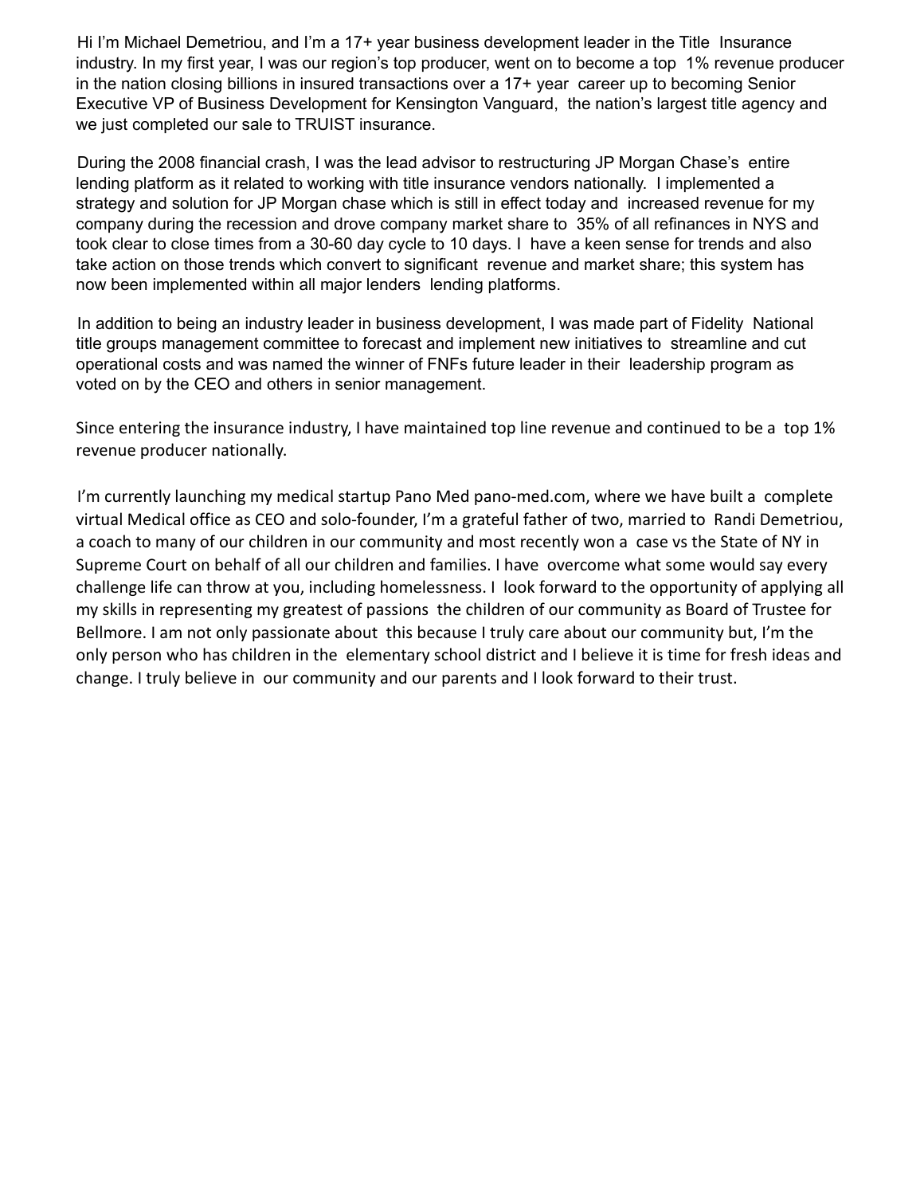Hi I'm Michael Demetriou, and I'm a 17+ year business development leader in the Title Insurance industry. In my first year, I was our region's top producer, went on to become a top 1% revenue producer in the nation closing billions in insured transactions over a 17+ year career up to becoming Senior Executive VP of Business Development for Kensington Vanguard, the nation's largest title agency and we just completed our sale to TRUIST insurance.

During the 2008 financial crash, I was the lead advisor to restructuring JP Morgan Chase's entire lending platform as it related to working with title insurance vendors nationally. I implemented a strategy and solution for JP Morgan chase which is still in effect today and increased revenue for my company during the recession and drove company market share to 35% of all refinances in NYS and took clear to close times from a 30-60 day cycle to 10 days. I have a keen sense for trends and also take action on those trends which convert to significant revenue and market share; this system has now been implemented within all major lenders lending platforms.

In addition to being an industry leader in business development, I was made part of Fidelity National title groups management committee to forecast and implement new initiatives to streamline and cut operational costs and was named the winner of FNFs future leader in their leadership program as voted on by the CEO and others in senior management.

Since entering the insurance industry, I have maintained top line revenue and continued to be a top 1% revenue producer nationally.

I'm currently launching my medical startup Pano Med pano-med.com, where we have built a complete virtual Medical office as CEO and solo-founder, I'm a grateful father of two, married to Randi Demetriou, a coach to many of our children in our community and most recently won a case vs the State of NY in Supreme Court on behalf of all our children and families. I have overcome what some would say every challenge life can throw at you, including homelessness. I look forward to the opportunity of applying all my skills in representing my greatest of passions the children of our community as Board of Trustee for Bellmore. I am not only passionate about this because I truly care about our community but, I'm the only person who has children in the elementary school district and I believe it is time for fresh ideas and change. I truly believe in our community and our parents and I look forward to their trust.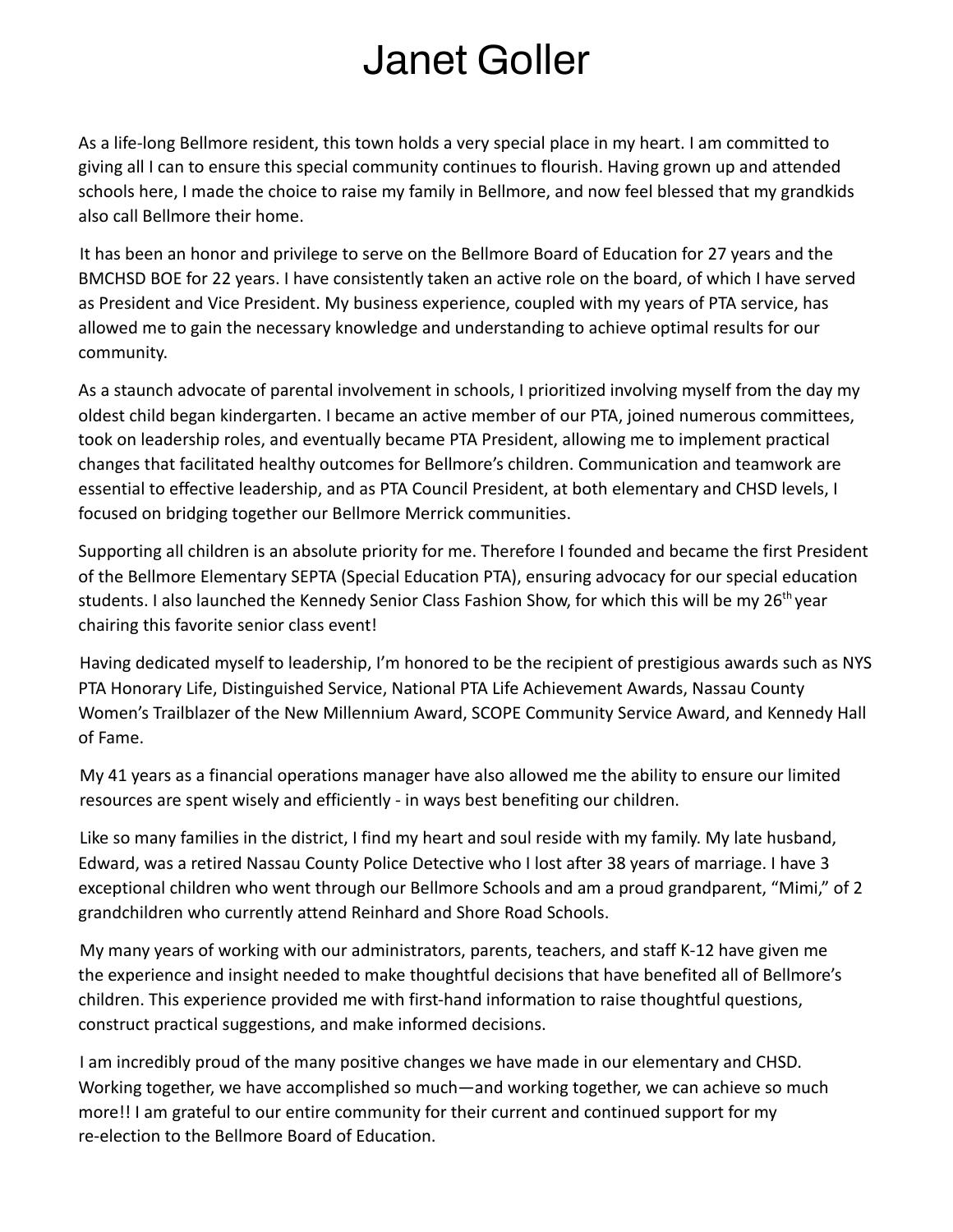# Janet Goller

As a life-long Bellmore resident, this town holds a very special place in my heart. I am committed to giving all I can to ensure this special community continues to flourish. Having grown up and attended schools here, I made the choice to raise my family in Bellmore, and now feel blessed that my grandkids also call Bellmore their home.

It has been an honor and privilege to serve on the Bellmore Board of Education for 27 years and the BMCHSD BOE for 22 years. I have consistently taken an active role on the board, of which I have served as President and Vice President. My business experience, coupled with my years of PTA service, has allowed me to gain the necessary knowledge and understanding to achieve optimal results for our community.

As a staunch advocate of parental involvement in schools, I prioritized involving myself from the day my oldest child began kindergarten. I became an active member of our PTA, joined numerous committees, took on leadership roles, and eventually became PTA President, allowing me to implement practical changes that facilitated healthy outcomes for Bellmore's children. Communication and teamwork are essential to effective leadership, and as PTA Council President, at both elementary and CHSD levels, I focused on bridging together our Bellmore Merrick communities.

Supporting all children is an absolute priority for me. Therefore I founded and became the first President of the Bellmore Elementary SEPTA (Special Education PTA), ensuring advocacy for our special education students. I also launched the Kennedy Senior Class Fashion Show, for which this will be my 26th year chairing this favorite senior class event!

Having dedicated myself to leadership, I'm honored to be the recipient of prestigious awards such as NYS PTA Honorary Life, Distinguished Service, National PTA Life Achievement Awards, Nassau County Women's Trailblazer of the New Millennium Award, SCOPE Community Service Award, and Kennedy Hall of Fame.

My 41 years as a financial operations manager have also allowed me the ability to ensure our limited resources are spent wisely and efficiently - in ways best benefiting our children.

Like so many families in the district, I find my heart and soul reside with my family. My late husband, Edward, was a retired Nassau County Police Detective who I lost after 38 years of marriage. I have 3 exceptional children who went through our Bellmore Schools and am a proud grandparent, "Mimi," of 2 grandchildren who currently attend Reinhard and Shore Road Schools.

My many years of working with our administrators, parents, teachers, and staff K-12 have given me the experience and insight needed to make thoughtful decisions that have benefited all of Bellmore's children. This experience provided me with first-hand information to raise thoughtful questions, construct practical suggestions, and make informed decisions.

I am incredibly proud of the many positive changes we have made in our elementary and CHSD. Working together, we have accomplished so much—and working together, we can achieve so much more!! I am grateful to our entire community for their current and continued support for my re-election to the Bellmore Board of Education.